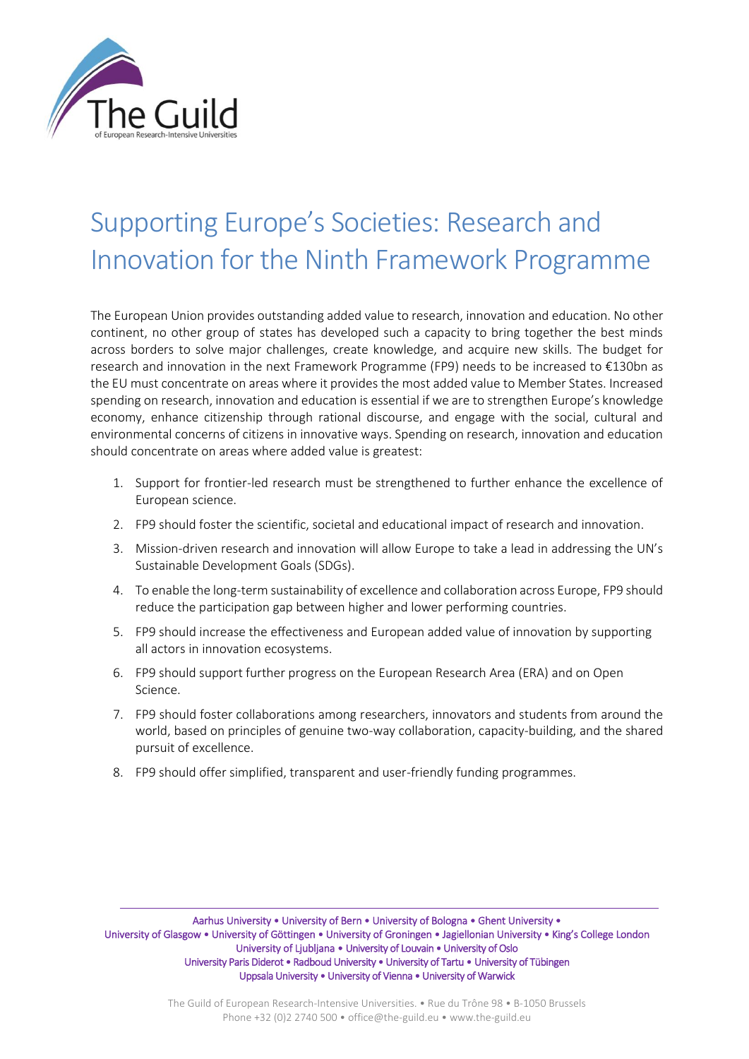# Supporting Europe's Societies: Research and Innovation for the Ninth Framework Programme

The European Union provides outstanding added value to research, innovation and education. No other continent, no other group of states has developed such a capacity to bring together the best minds across borders to solve major challenges, create knowledge, and acquire new skills. The budget for research and innovation in the next Framework Programme (FP9) needs to be increased to €130bn as the EU must concentrate on areas where it provides the most added value to Member States. Increased spending on research, innovation and education is essential if we are to strengthen Europe's knowledge economy, enhance citizenship through rational discourse, and engage with the social, cultural and environmental concerns of citizens in innovative ways. Spending on research, innovation and education should concentrate on areas where added value is greatest:

1. Support for frontier-led research must be strengthened to further enhance the excellence of European science.
2. FP9 should foster the scientific, societal and educational impact of research and innovation.
3. Mission-driven research and innovation will allow Europe to take a lead in addressing the UN's Sustainable Development Goals (SDGs).
4. To enable the long-term sustainability of excellence and collaboration across Europe, FP9 should reduce the participation gap between higher and lower performing countries.
5. FP9 should increase the effectiveness and European added value of innovation by supporting all actors in innovation ecosystems.
6. FP9 should support further progress on the European Research Area (ERA) and on Open Science.
7. FP9 should foster collaborations among researchers, innovators and students from around the world, based on principles of genuine two-way collaboration, capacity-building, and the shared pursuit of excellence.
8. FP9 should offer simplified, transparent and user-friendly funding programmes.

Aarhus University • University of Bern • University of Bologna • Ghent University • University of Glasgow • University of Göttingen • University of Groningen • Jagiellonian University • King's College London University of Ljubljana • University of Louvain • University of Oslo University Paris Diderot • Radboud University • University of Tartu • University of Tübingen Uppsala University • University of Vienna • University of Warwick

The Guild of European Research-Intensive Universities. • Rue du Trône 98 • B-1050 Brussels Phone +32 (0)2 2740 500 • office@the-guild.eu • www.the-guild.eu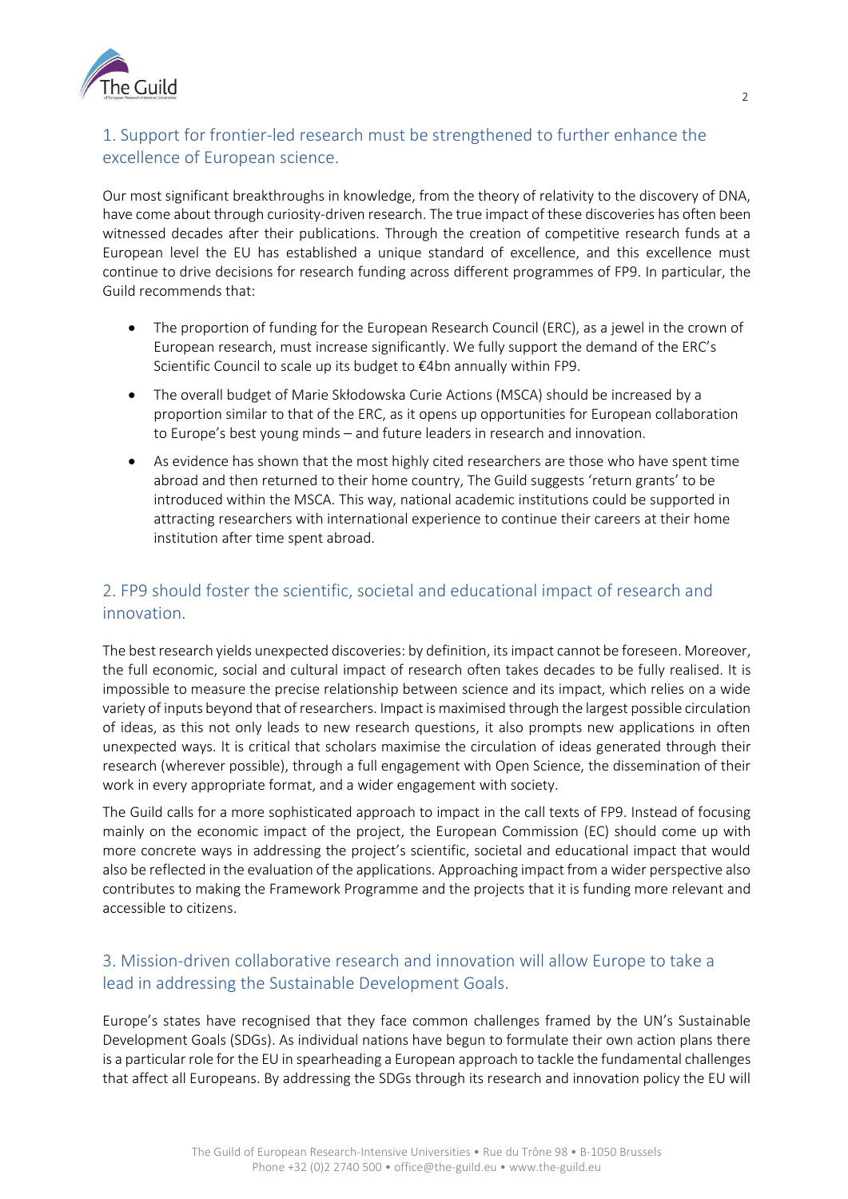## 1. Support for frontier-led research must be strengthened to further enhance the excellence of European science.

Our most significant breakthroughs in knowledge, from the theory of relativity to the discovery of DNA, have come about through curiosity-driven research. The true impact of these discoveries has often been witnessed decades after their publications. Through the creation of competitive research funds at a European level the EU has established a unique standard of excellence, and this excellence must continue to drive decisions for research funding across different programmes of FP9. In particular, the Guild recommends that:

- The proportion of funding for the European Research Council (ERC), as a jewel in the crown of European research, must increase significantly. We fully support the demand of the ERC's Scientific Council to scale up its budget to €4bn annually within FP9.
- The overall budget of Marie Skłodowska Curie Actions (MSCA) should be increased by a proportion similar to that of the ERC, as it opens up opportunities for European collaboration to Europe's best young minds – and future leaders in research and innovation.
- As evidence has shown that the most highly cited researchers are those who have spent time abroad and then returned to their home country, The Guild suggests 'return grants' to be introduced within the MSCA. This way, national academic institutions could be supported in attracting researchers with international experience to continue their careers at their home institution after time spent abroad.

## 2. FP9 should foster the scientific, societal and educational impact of research and innovation.

The best research yields unexpected discoveries: by definition, its impact cannot be foreseen. Moreover, the full economic, social and cultural impact of research often takes decades to be fully realised. It is impossible to measure the precise relationship between science and its impact, which relies on a wide variety of inputs beyond that of researchers. Impact is maximised through the largest possible circulation of ideas, as this not only leads to new research questions, it also prompts new applications in often unexpected ways. It is critical that scholars maximise the circulation of ideas generated through their research (wherever possible), through a full engagement with Open Science, the dissemination of their work in every appropriate format, and a wider engagement with society.

The Guild calls for a more sophisticated approach to impact in the call texts of FP9. Instead of focusing mainly on the economic impact of the project, the European Commission (EC) should come up with more concrete ways in addressing the project's scientific, societal and educational impact that would also be reflected in the evaluation of the applications. Approaching impact from a wider perspective also contributes to making the Framework Programme and the projects that it is funding more relevant and accessible to citizens.

## 3. Mission-driven collaborative research and innovation will allow Europe to take a lead in addressing the Sustainable Development Goals.

Europe's states have recognised that they face common challenges framed by the UN's Sustainable Development Goals (SDGs). As individual nations have begun to formulate their own action plans there is a particular role for the EU in spearheading a European approach to tackle the fundamental challenges that affect all Europeans. By addressing the SDGs through its research and innovation policy the EU will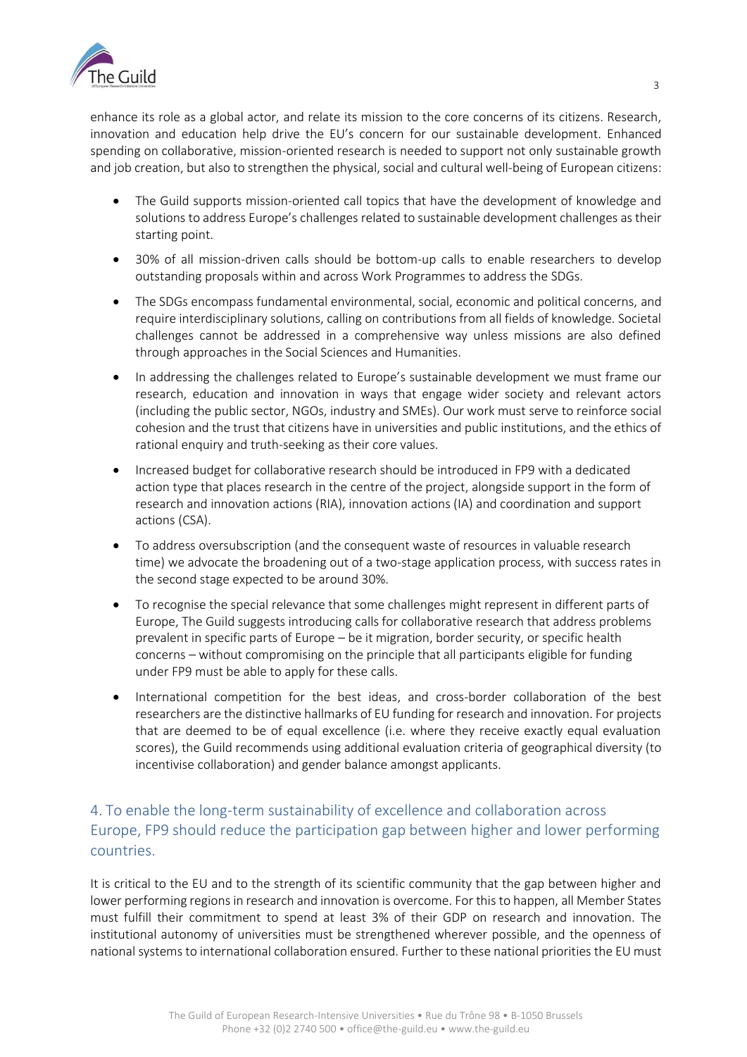enhance its role as a global actor, and relate its mission to the core concerns of its citizens. Research, innovation and education help drive the EU's concern for our sustainable development. Enhanced spending on collaborative, mission-oriented research is needed to support not only sustainable growth and job creation, but also to strengthen the physical, social and cultural well-being of European citizens:

- The Guild supports mission-oriented call topics that have the development of knowledge and solutions to address Europe's challenges related to sustainable development challenges as their starting point.
- 30% of all mission-driven calls should be bottom-up calls to enable researchers to develop outstanding proposals within and across Work Programmes to address the SDGs.
- The SDGs encompass fundamental environmental, social, economic and political concerns, and require interdisciplinary solutions, calling on contributions from all fields of knowledge. Societal challenges cannot be addressed in a comprehensive way unless missions are also defined through approaches in the Social Sciences and Humanities.
- In addressing the challenges related to Europe's sustainable development we must frame our research, education and innovation in ways that engage wider society and relevant actors (including the public sector, NGOs, industry and SMEs). Our work must serve to reinforce social cohesion and the trust that citizens have in universities and public institutions, and the ethics of rational enquiry and truth-seeking as their core values.
- Increased budget for collaborative research should be introduced in FP9 with a dedicated action type that places research in the centre of the project, alongside support in the form of research and innovation actions (RIA), innovation actions (IA) and coordination and support actions (CSA).
- To address oversubscription (and the consequent waste of resources in valuable research time) we advocate the broadening out of a two-stage application process, with success rates in the second stage expected to be around 30%.
- To recognise the special relevance that some challenges might represent in different parts of Europe, The Guild suggests introducing calls for collaborative research that address problems prevalent in specific parts of Europe – be it migration, border security, or specific health concerns – without compromising on the principle that all participants eligible for funding under FP9 must be able to apply for these calls.
- International competition for the best ideas, and cross-border collaboration of the best researchers are the distinctive hallmarks of EU funding for research and innovation. For projects that are deemed to be of equal excellence (i.e. where they receive exactly equal evaluation scores), the Guild recommends using additional evaluation criteria of geographical diversity (to incentivise collaboration) and gender balance amongst applicants.

## 4. To enable the long-term sustainability of excellence and collaboration across Europe, FP9 should reduce the participation gap between higher and lower performing countries.

It is critical to the EU and to the strength of its scientific community that the gap between higher and lower performing regions in research and innovation is overcome. For this to happen, all Member States must fulfill their commitment to spend at least 3% of their GDP on research and innovation. The institutional autonomy of universities must be strengthened wherever possible, and the openness of national systems to international collaboration ensured. Further to these national priorities the EU must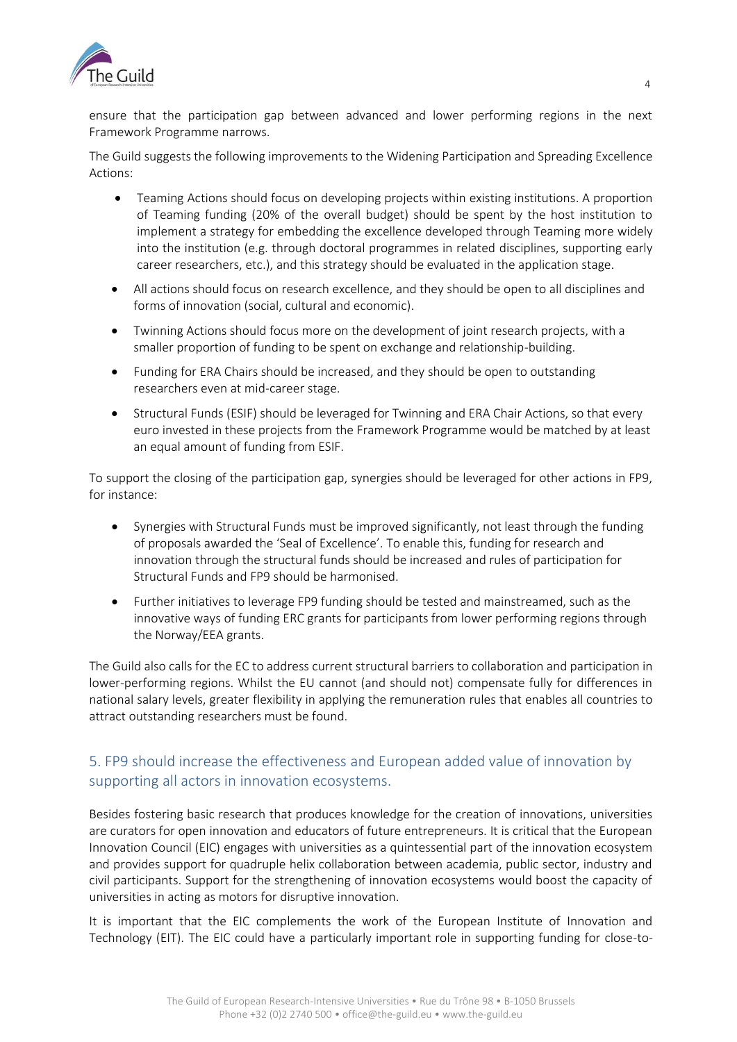ensure that the participation gap between advanced and lower performing regions in the next Framework Programme narrows.

The Guild suggests the following improvements to the Widening Participation and Spreading Excellence Actions:

- Teaming Actions should focus on developing projects within existing institutions. A proportion of Teaming funding (20% of the overall budget) should be spent by the host institution to implement a strategy for embedding the excellence developed through Teaming more widely into the institution (e.g. through doctoral programmes in related disciplines, supporting early career researchers, etc.), and this strategy should be evaluated in the application stage.
- All actions should focus on research excellence, and they should be open to all disciplines and forms of innovation (social, cultural and economic).
- Twinning Actions should focus more on the development of joint research projects, with a smaller proportion of funding to be spent on exchange and relationship-building.
- Funding for ERA Chairs should be increased, and they should be open to outstanding researchers even at mid-career stage.
- Structural Funds (ESIF) should be leveraged for Twinning and ERA Chair Actions, so that every euro invested in these projects from the Framework Programme would be matched by at least an equal amount of funding from ESIF.

To support the closing of the participation gap, synergies should be leveraged for other actions in FP9, for instance:

- Synergies with Structural Funds must be improved significantly, not least through the funding of proposals awarded the 'Seal of Excellence'. To enable this, funding for research and innovation through the structural funds should be increased and rules of participation for Structural Funds and FP9 should be harmonised.
- Further initiatives to leverage FP9 funding should be tested and mainstreamed, such as the innovative ways of funding ERC grants for participants from lower performing regions through the Norway/EEA grants.

The Guild also calls for the EC to address current structural barriers to collaboration and participation in lower-performing regions. Whilst the EU cannot (and should not) compensate fully for differences in national salary levels, greater flexibility in applying the remuneration rules that enables all countries to attract outstanding researchers must be found.

## 5. FP9 should increase the effectiveness and European added value of innovation by supporting all actors in innovation ecosystems.

Besides fostering basic research that produces knowledge for the creation of innovations, universities are curators for open innovation and educators of future entrepreneurs. It is critical that the European Innovation Council (EIC) engages with universities as a quintessential part of the innovation ecosystem and provides support for quadruple helix collaboration between academia, public sector, industry and civil participants. Support for the strengthening of innovation ecosystems would boost the capacity of universities in acting as motors for disruptive innovation.

It is important that the EIC complements the work of the European Institute of Innovation and Technology (EIT). The EIC could have a particularly important role in supporting funding for close-to-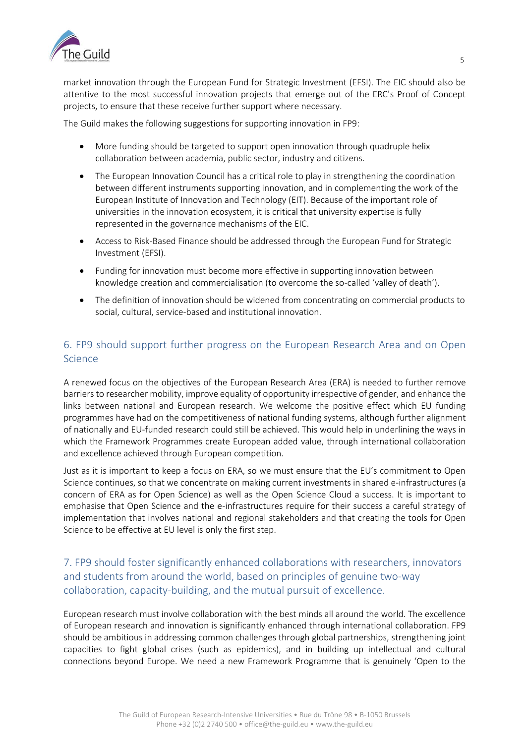market innovation through the European Fund for Strategic Investment (EFSI). The EIC should also be attentive to the most successful innovation projects that emerge out of the ERC's Proof of Concept projects, to ensure that these receive further support where necessary.

The Guild makes the following suggestions for supporting innovation in FP9:

- More funding should be targeted to support open innovation through quadruple helix collaboration between academia, public sector, industry and citizens.
- The European Innovation Council has a critical role to play in strengthening the coordination between different instruments supporting innovation, and in complementing the work of the European Institute of Innovation and Technology (EIT). Because of the important role of universities in the innovation ecosystem, it is critical that university expertise is fully represented in the governance mechanisms of the EIC.
- Access to Risk-Based Finance should be addressed through the European Fund for Strategic Investment (EFSI).
- Funding for innovation must become more effective in supporting innovation between knowledge creation and commercialisation (to overcome the so-called 'valley of death').
- The definition of innovation should be widened from concentrating on commercial products to social, cultural, service-based and institutional innovation.

## 6. FP9 should support further progress on the European Research Area and on Open Science

A renewed focus on the objectives of the European Research Area (ERA) is needed to further remove barriers to researcher mobility, improve equality of opportunity irrespective of gender, and enhance the links between national and European research. We welcome the positive effect which EU funding programmes have had on the competitiveness of national funding systems, although further alignment of nationally and EU-funded research could still be achieved. This would help in underlining the ways in which the Framework Programmes create European added value, through international collaboration and excellence achieved through European competition.

Just as it is important to keep a focus on ERA, so we must ensure that the EU's commitment to Open Science continues, so that we concentrate on making current investments in shared e-infrastructures (a concern of ERA as for Open Science) as well as the Open Science Cloud a success. It is important to emphasise that Open Science and the e-infrastructures require for their success a careful strategy of implementation that involves national and regional stakeholders and that creating the tools for Open Science to be effective at EU level is only the first step.

## 7. FP9 should foster significantly enhanced collaborations with researchers, innovators and students from around the world, based on principles of genuine two-way collaboration, capacity-building, and the mutual pursuit of excellence.

European research must involve collaboration with the best minds all around the world. The excellence of European research and innovation is significantly enhanced through international collaboration. FP9 should be ambitious in addressing common challenges through global partnerships, strengthening joint capacities to fight global crises (such as epidemics), and in building up intellectual and cultural connections beyond Europe. We need a new Framework Programme that is genuinely 'Open to the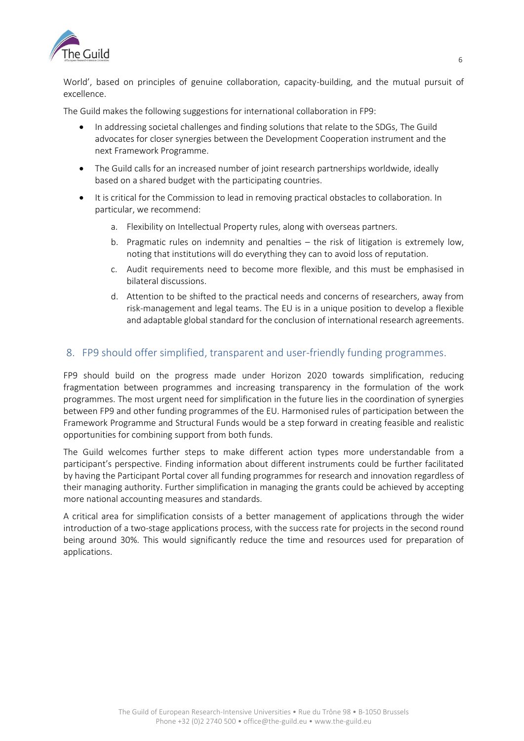World', based on principles of genuine collaboration, capacity-building, and the mutual pursuit of excellence.

The Guild makes the following suggestions for international collaboration in FP9:

- In addressing societal challenges and finding solutions that relate to the SDGs, The Guild advocates for closer synergies between the Development Cooperation instrument and the next Framework Programme.
- The Guild calls for an increased number of joint research partnerships worldwide, ideally based on a shared budget with the participating countries.
- It is critical for the Commission to lead in removing practical obstacles to collaboration. In particular, we recommend:
    a. Flexibility on Intellectual Property rules, along with overseas partners.
    b. Pragmatic rules on indemnity and penalties – the risk of litigation is extremely low, noting that institutions will do everything they can to avoid loss of reputation.
    c. Audit requirements need to become more flexible, and this must be emphasised in bilateral discussions.
    d. Attention to be shifted to the practical needs and concerns of researchers, away from risk-management and legal teams. The EU is in a unique position to develop a flexible and adaptable global standard for the conclusion of international research agreements.

## 8. FP9 should offer simplified, transparent and user-friendly funding programmes.

FP9 should build on the progress made under Horizon 2020 towards simplification, reducing fragmentation between programmes and increasing transparency in the formulation of the work programmes. The most urgent need for simplification in the future lies in the coordination of synergies between FP9 and other funding programmes of the EU. Harmonised rules of participation between the Framework Programme and Structural Funds would be a step forward in creating feasible and realistic opportunities for combining support from both funds.

The Guild welcomes further steps to make different action types more understandable from a participant's perspective. Finding information about different instruments could be further facilitated by having the Participant Portal cover all funding programmes for research and innovation regardless of their managing authority. Further simplification in managing the grants could be achieved by accepting more national accounting measures and standards.

A critical area for simplification consists of a better management of applications through the wider introduction of a two-stage applications process, with the success rate for projects in the second round being around 30%. This would significantly reduce the time and resources used for preparation of applications.